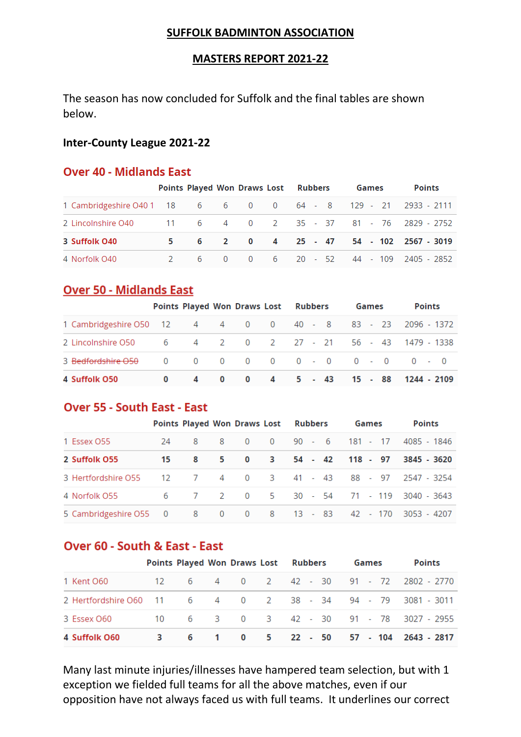# SUFFOLK BADMINTON ASSOCIATION

## MASTERS REPORT 2021-22

The season has now concluded for Suffolk and the final tables are shown below.

**Inter-County League 2021-22**

### Over 40 - Midlands East

| | Points | Played | Won | Draws | Lost | Rubbers | Games | Points |
|---|---|---|---|---|---|---|---|---|
| 1 Cambridgeshire O40 1 | 18 | 6 | 6 | 0 | 0 | 64 - 8 | 129 - 21 | 2933 - 2111 |
| 2 Lincolnshire O40 | 11 | 6 | 4 | 0 | 2 | 35 - 37 | 81 - 76 | 2829 - 2752 |
| **3 Suffolk O40** | **5** | **6** | **2** | **0** | **4** | **25 - 47** | **54 - 102** | **2567 - 3019** |
| 4 Norfolk O40 | 2 | 6 | 0 | 0 | 6 | 20 - 52 | 44 - 109 | 2405 - 2852 |

### Over 50 - Midlands East

| | Points | Played | Won | Draws | Lost | Rubbers | Games | Points |
|---|---|---|---|---|---|---|---|---|
| 1 Cambridgeshire O50 | 12 | 4 | 4 | 0 | 0 | 40 - 8 | 83 - 23 | 2096 - 1372 |
| 2 Lincolnshire O50 | 6 | 4 | 2 | 0 | 2 | 27 - 21 | 56 - 43 | 1479 - 1338 |
| 3 ~~Bedfordshire O50~~ | 0 | 0 | 0 | 0 | 0 | 0 - 0 | 0 - 0 | 0 - 0 |
| **4 Suffolk O50** | **0** | **4** | **0** | **0** | **4** | **5 - 43** | **15 - 88** | **1244 - 2109** |

### Over 55 - South East - East

| | Points | Played | Won | Draws | Lost | Rubbers | Games | Points |
|---|---|---|---|---|---|---|---|---|
| 1 Essex O55 | 24 | 8 | 8 | 0 | 0 | 90 - 6 | 181 - 17 | 4085 - 1846 |
| **2 Suffolk O55** | **15** | **8** | **5** | **0** | **3** | **54 - 42** | **118 - 97** | **3845 - 3620** |
| 3 Hertfordshire O55 | 12 | 7 | 4 | 0 | 3 | 41 - 43 | 88 - 97 | 2547 - 3254 |
| 4 Norfolk O55 | 6 | 7 | 2 | 0 | 5 | 30 - 54 | 71 - 119 | 3040 - 3643 |
| 5 Cambridgeshire O55 | 0 | 8 | 0 | 0 | 8 | 13 - 83 | 42 - 170 | 3053 - 4207 |

### Over 60 - South & East - East

| | Points | Played | Won | Draws | Lost | Rubbers | Games | Points |
|---|---|---|---|---|---|---|---|---|
| 1 Kent O60 | 12 | 6 | 4 | 0 | 2 | 42 - 30 | 91 - 72 | 2802 - 2770 |
| 2 Hertfordshire O60 | 11 | 6 | 4 | 0 | 2 | 38 - 34 | 94 - 79 | 3081 - 3011 |
| 3 Essex O60 | 10 | 6 | 3 | 0 | 3 | 42 - 30 | 91 - 78 | 3027 - 2955 |
| **4 Suffolk O60** | **3** | **6** | **1** | **0** | **5** | **22 - 50** | **57 - 104** | **2643 - 2817** |

Many last minute injuries/illnesses have hampered team selection, but with 1 exception we fielded full teams for all the above matches, even if our opposition have not always faced us with full teams. It underlines our correct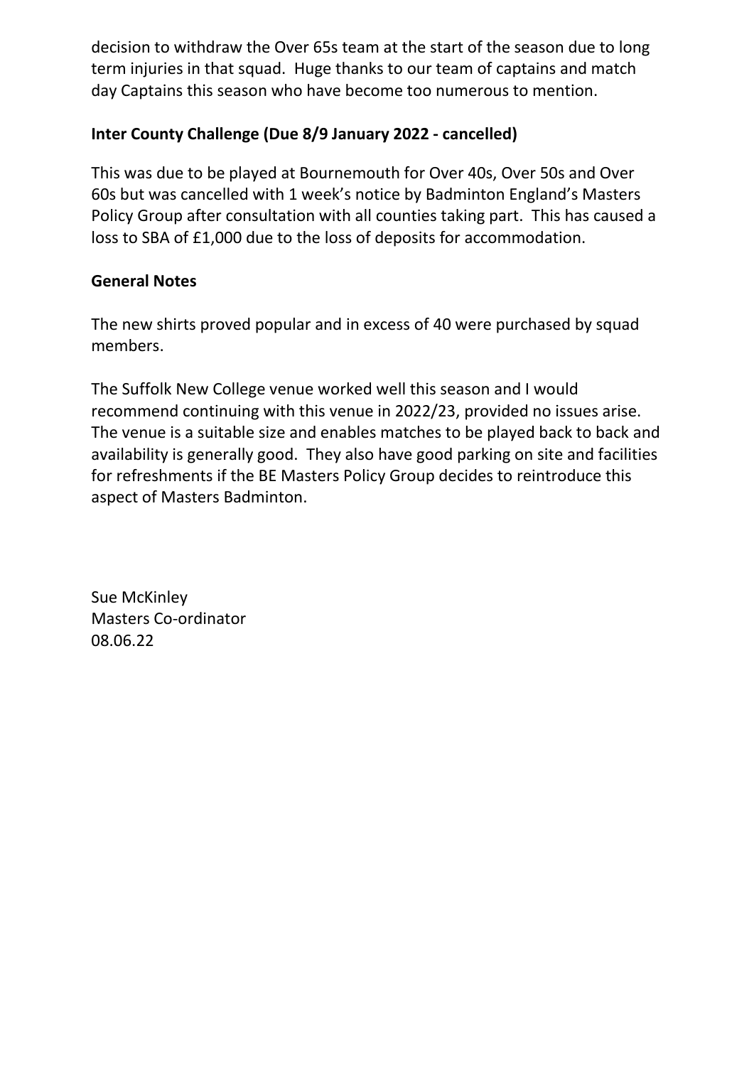decision to withdraw the Over 65s team at the start of the season due to long term injuries in that squad. Huge thanks to our team of captains and match day Captains this season who have become too numerous to mention.

**Inter County Challenge (Due 8/9 January 2022 - cancelled)**

This was due to be played at Bournemouth for Over 40s, Over 50s and Over 60s but was cancelled with 1 week's notice by Badminton England's Masters Policy Group after consultation with all counties taking part. This has caused a loss to SBA of £1,000 due to the loss of deposits for accommodation.

**General Notes**

The new shirts proved popular and in excess of 40 were purchased by squad members.

The Suffolk New College venue worked well this season and I would recommend continuing with this venue in 2022/23, provided no issues arise. The venue is a suitable size and enables matches to be played back to back and availability is generally good. They also have good parking on site and facilities for refreshments if the BE Masters Policy Group decides to reintroduce this aspect of Masters Badminton.

Sue McKinley
Masters Co-ordinator
08.06.22